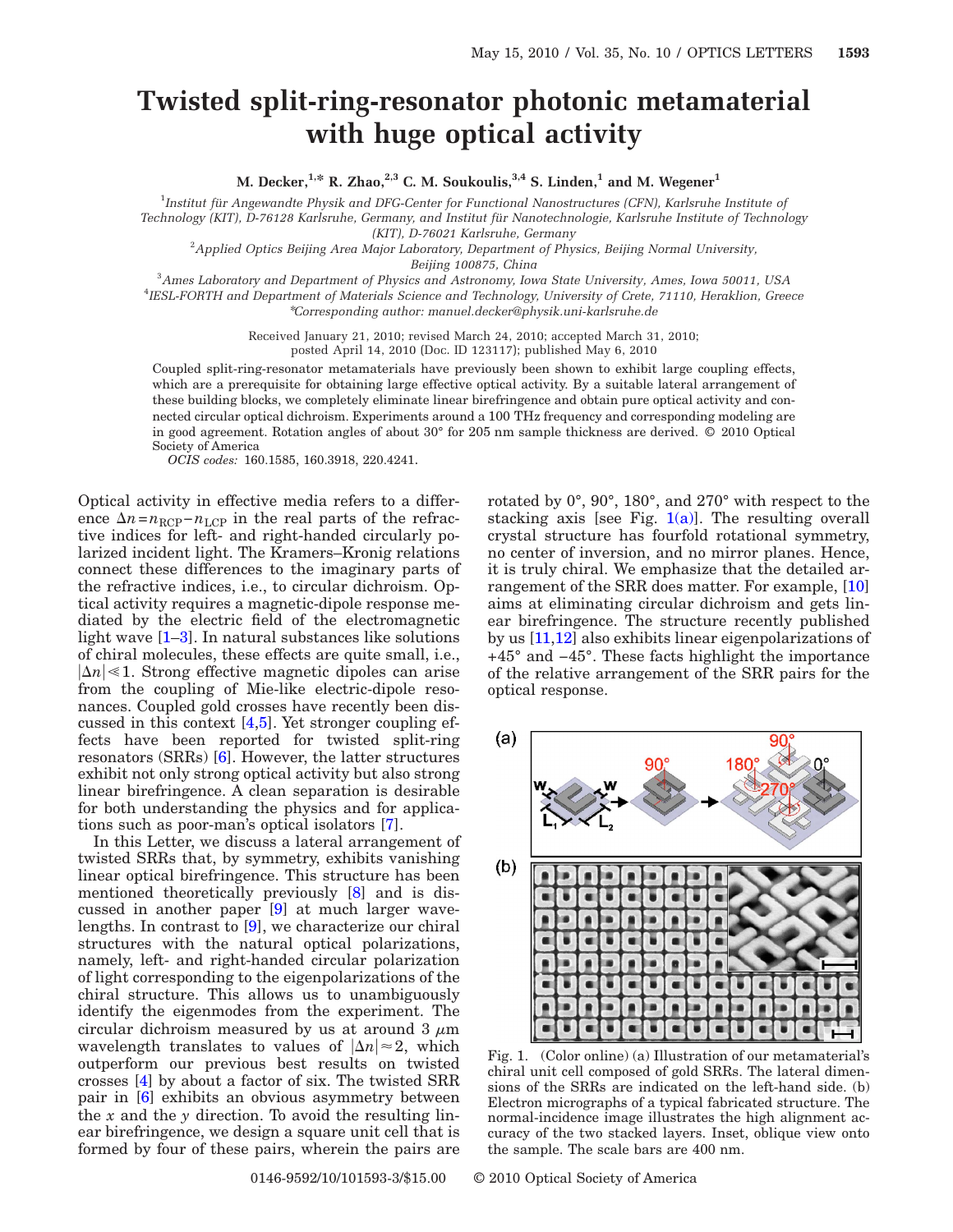# Twisted split-ring-resonator photonic metamaterial with huge optical activity

**M. Decker,[1,*] R. Zhao,[2,3] C. M. Soukoulis,[3,4] S. Linden,[1] and M. Wegener[1]**

[1]*Institut für Angewandte Physik and DFG-Center for Functional Nanostructures (CFN), Karlsruhe Institute of Technology (KIT), D-76128 Karlsruhe, Germany, and Institut für Nanotechnologie, Karlsruhe Institute of Technology (KIT), D-76021 Karlsruhe, Germany*

[2]*Applied Optics Beijing Area Major Laboratory, Department of Physics, Beijing Normal University, Beijing 100875, China*

[3]*Ames Laboratory and Department of Physics and Astronomy, Iowa State University, Ames, Iowa 50011, USA*

[4]*IESL-FORTH and Department of Materials Science and Technology, University of Crete, 71110, Heraklion, Greece*

*Corresponding author: manuel.decker@physik.uni-karlsruhe.de

Received January 21, 2010; revised March 24, 2010; accepted March 31, 2010; posted April 14, 2010 (Doc. ID 123117); published May 6, 2010

Coupled split-ring-resonator metamaterials have previously been shown to exhibit large coupling effects, which are a prerequisite for obtaining large effective optical activity. By a suitable lateral arrangement of these building blocks, we completely eliminate linear birefringence and obtain pure optical activity and connected circular optical dichroism. Experiments around a 100 THz frequency and corresponding modeling are in good agreement. Rotation angles of about 30° for 205 nm sample thickness are derived. © 2010 Optical Society of America

*OCIS codes:* 160.1585, 160.3918, 220.4241.

Optical activity in effective media refers to a difference $\Delta n = n_{\mathrm{RCP}} - n_{\mathrm{LCP}}$ in the real parts of the refractive indices for left- and right-handed circularly polarized incident light. The Kramers–Kronig relations connect these differences to the imaginary parts of the refractive indices, i.e., to circular dichroism. Optical activity requires a magnetic-dipole response mediated by the electric field of the electromagnetic light wave [1–3]. In natural substances like solutions of chiral molecules, these effects are quite small, i.e., $|\Delta n| \ll 1$. Strong effective magnetic dipoles can arise from the coupling of Mie-like electric-dipole resonances. Coupled gold crosses have recently been discussed in this context [4,5]. Yet stronger coupling effects have been reported for twisted split-ring resonators (SRRs) [6]. However, the latter structures exhibit not only strong optical activity but also strong linear birefringence. A clean separation is desirable for both understanding the physics and for applications such as poor-man's optical isolators [7].

In this Letter, we discuss a lateral arrangement of twisted SRRs that, by symmetry, exhibits vanishing linear optical birefringence. This structure has been mentioned theoretically previously [8] and is discussed in another paper [9] at much larger wavelengths. In contrast to [9], we characterize our chiral structures with the natural optical polarizations, namely, left- and right-handed circular polarization of light corresponding to the eigenpolarizations of the chiral structure. This allows us to unambiguously identify the eigenmodes from the experiment. The circular dichroism measured by us at around 3 $\mu$m wavelength translates to values of $|\Delta n| \approx 2$, which outperform our previous best results on twisted crosses [4] by about a factor of six. The twisted SRR pair in [6] exhibits an obvious asymmetry between the $x$ and the $y$ direction. To avoid the resulting linear birefringence, we design a square unit cell that is formed by four of these pairs, wherein the pairs are rotated by 0°, 90°, 180°, and 270° with respect to the stacking axis [see Fig. 1(a)]. The resulting overall crystal structure has fourfold rotational symmetry, no center of inversion, and no mirror planes. Hence, it is truly chiral. We emphasize that the detailed arrangement of the SRR does matter. For example, [10] aims at eliminating circular dichroism and gets linear birefringence. The structure recently published by us [11,12] also exhibits linear eigenpolarizations of +45° and −45°. These facts highlight the importance of the relative arrangement of the SRR pairs for the optical response.

Fig. 1. (Color online) (a) Illustration of our metamaterial's chiral unit cell composed of gold SRRs. The lateral dimensions of the SRRs are indicated on the left-hand side. (b) Electron micrographs of a typical fabricated structure. The normal-incidence image illustrates the high alignment accuracy of the two stacked layers. Inset, oblique view onto the sample. The scale bars are 400 nm.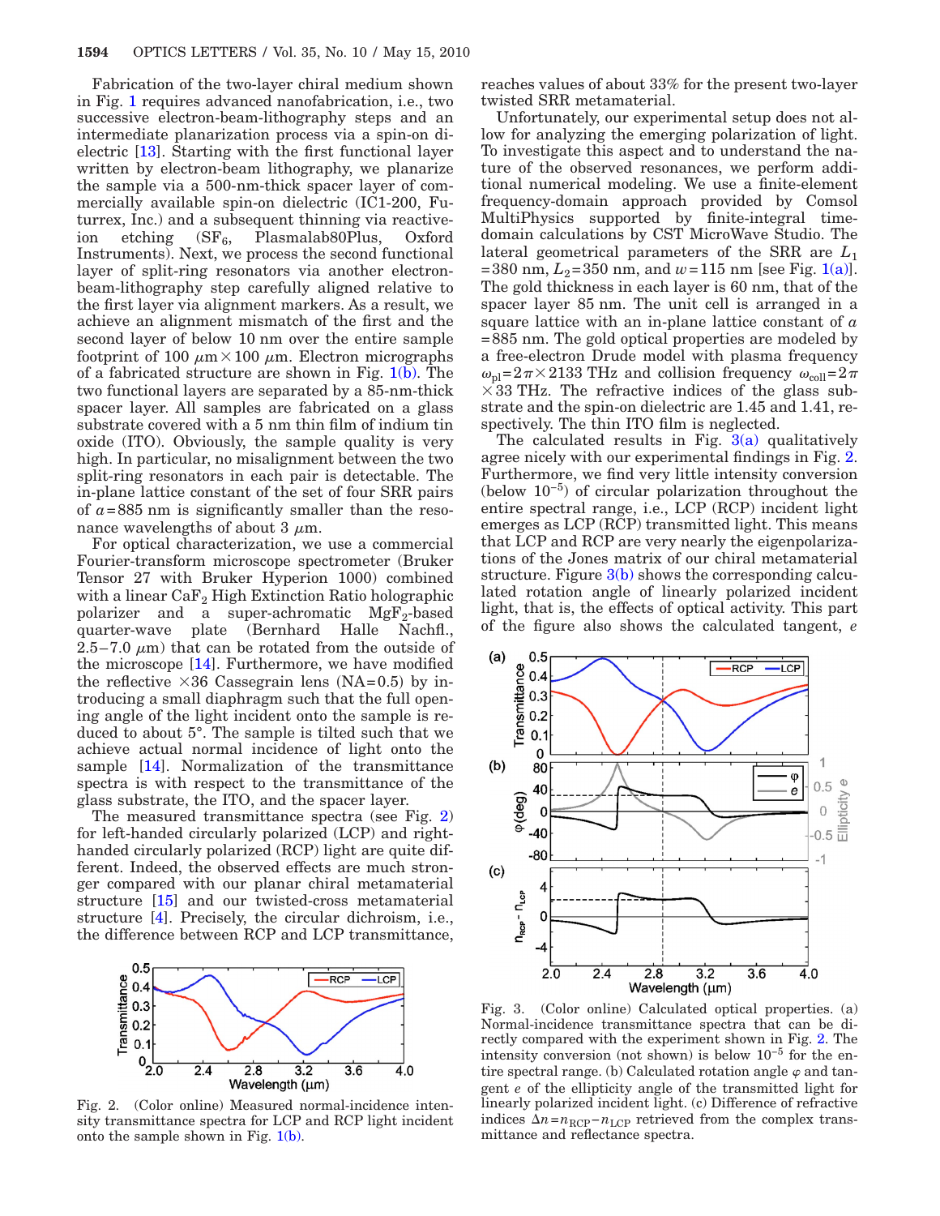Fabrication of the two-layer chiral medium shown in Fig. 1 requires advanced nanofabrication, i.e., two successive electron-beam-lithography steps and an intermediate planarization process via a spin-on dielectric [13]. Starting with the first functional layer written by electron-beam lithography, we planarize the sample via a 500-nm-thick spacer layer of commercially available spin-on dielectric (IC1-200, Futurrex, Inc.) and a subsequent thinning via reactive-ion etching ($SF_6$, Plasmalab80Plus, Oxford Instruments). Next, we process the second functional layer of split-ring resonators via another electron-beam-lithography step carefully aligned relative to the first layer via alignment markers. As a result, we achieve an alignment mismatch of the first and the second layer of below 10 nm over the entire sample footprint of $100\ \mu m \times 100\ \mu m$. Electron micrographs of a fabricated structure are shown in Fig. 1(b). The two functional layers are separated by a 85-nm-thick spacer layer. All samples are fabricated on a glass substrate covered with a 5 nm thin film of indium tin oxide (ITO). Obviously, the sample quality is very high. In particular, no misalignment between the two split-ring resonators in each pair is detectable. The in-plane lattice constant of the set of four SRR pairs of $a = 885$ nm is significantly smaller than the resonance wavelengths of about 3 $\mu$m.

For optical characterization, we use a commercial Fourier-transform microscope spectrometer (Bruker Tensor 27 with Bruker Hyperion 1000) combined with a linear $CaF_2$ High Extinction Ratio holographic polarizer and a super-achromatic $MgF_2$-based quarter-wave plate (Bernhard Halle Nachfl., 2.5–7.0 $\mu$m) that can be rotated from the outside of the microscope [14]. Furthermore, we have modified the reflective $\times 36$ Cassegrain lens (NA=0.5) by introducing a small diaphragm such that the full opening angle of the light incident onto the sample is reduced to about 5°. The sample is tilted such that we achieve actual normal incidence of light onto the sample [14]. Normalization of the transmittance spectra is with respect to the transmittance of the glass substrate, the ITO, and the spacer layer.

The measured transmittance spectra (see Fig. 2) for left-handed circularly polarized (LCP) and right-handed circularly polarized (RCP) light are quite different. Indeed, the observed effects are much stronger compared with our planar chiral metamaterial structure [15] and our twisted-cross metamaterial structure [4]. Precisely, the circular dichroism, i.e., the difference between RCP and LCP transmittance, reaches values of about 33% for the present two-layer twisted SRR metamaterial.

Fig. 2. (Color online) Measured normal-incidence intensity transmittance spectra for LCP and RCP light incident onto the sample shown in Fig. 1(b).

Unfortunately, our experimental setup does not allow for analyzing the emerging polarization of light. To investigate this aspect and to understand the nature of the observed resonances, we perform additional numerical modeling. We use a finite-element frequency-domain approach provided by Comsol MultiPhysics supported by finite-integral time-domain calculations by CST MicroWave Studio. The lateral geometrical parameters of the SRR are $L_1 = 380$ nm, $L_2 = 350$ nm, and $w = 115$ nm [see Fig. 1(a)]. The gold thickness in each layer is 60 nm, that of the spacer layer 85 nm. The unit cell is arranged in a square lattice with an in-plane lattice constant of $a = 885$ nm. The gold optical properties are modeled by a free-electron Drude model with plasma frequency $\omega_{pl} = 2\pi \times 2133$ THz and collision frequency $\omega_{coll} = 2\pi \times 33$ THz. The refractive indices of the glass substrate and the spin-on dielectric are 1.45 and 1.41, respectively. The thin ITO film is neglected.

The calculated results in Fig. 3(a) qualitatively agree nicely with our experimental findings in Fig. 2. Furthermore, we find very little intensity conversion (below $10^{-5}$) of circular polarization throughout the entire spectral range, i.e., LCP (RCP) incident light emerges as LCP (RCP) transmitted light. This means that LCP and RCP are very nearly the eigenpolarizations of the Jones matrix of our chiral metamaterial structure. Figure 3(b) shows the corresponding calculated rotation angle of linearly polarized incident light, that is, the effects of optical activity. This part of the figure also shows the calculated tangent, $e$

Fig. 3. (Color online) Calculated optical properties. (a) Normal-incidence transmittance spectra that can be directly compared with the experiment shown in Fig. 2. The intensity conversion (not shown) is below $10^{-5}$ for the entire spectral range. (b) Calculated rotation angle $\varphi$ and tangent $e$ of the ellipticity angle of the transmitted light for linearly polarized incident light. (c) Difference of refractive indices $\Delta n = n_{RCP} - n_{LCP}$ retrieved from the complex transmittance and reflectance spectra.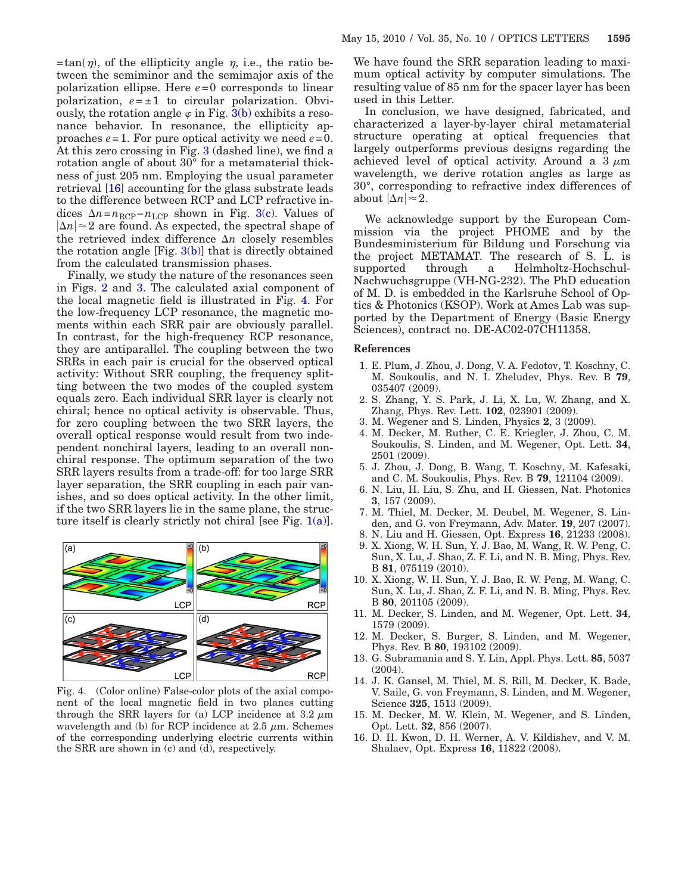$=\tan(\eta)$, of the ellipticity angle $\eta$, i.e., the ratio between the semiminor and the semimajor axis of the polarization ellipse. Here $e=0$ corresponds to linear polarization, $e=\pm 1$ to circular polarization. Obviously, the rotation angle $\varphi$ in Fig. 3(b) exhibits a resonance behavior. In resonance, the ellipticity approaches $e=1$. For pure optical activity we need $e=0$. At this zero crossing in Fig. 3 (dashed line), we find a rotation angle of about 30° for a metamaterial thickness of just 205 nm. Employing the usual parameter retrieval [16] accounting for the glass substrate leads to the difference between RCP and LCP refractive indices $\Delta n = n_{\mathrm{RCP}} - n_{\mathrm{LCP}}$ shown in Fig. 3(c). Values of $|\Delta n| \approx 2$ are found. As expected, the spectral shape of the retrieved index difference $\Delta n$ closely resembles the rotation angle [Fig. 3(b)] that is directly obtained from the calculated transmission phases.

Finally, we study the nature of the resonances seen in Figs. 2 and 3. The calculated axial component of the local magnetic field is illustrated in Fig. 4. For the low-frequency LCP resonance, the magnetic moments within each SRR pair are obviously parallel. In contrast, for the high-frequency RCP resonance, they are antiparallel. The coupling between the two SRRs in each pair is crucial for the observed optical activity: Without SRR coupling, the frequency splitting between the two modes of the coupled system equals zero. Each individual SRR layer is clearly not chiral; hence no optical activity is observable. Thus, for zero coupling between the two SRR layers, the overall optical response would result from two independent nonchiral layers, leading to an overall nonchiral response. The optimum separation of the two SRR layers results from a trade-off: for too large SRR layer separation, the SRR coupling in each pair vanishes, and so does optical activity. In the other limit, if the two SRR layers lie in the same plane, the structure itself is clearly strictly not chiral [see Fig. 1(a)].

Fig. 4. (Color online) False-color plots of the axial component of the local magnetic field in two planes cutting through the SRR layers for (a) LCP incidence at 3.2 $\mu$m wavelength and (b) for RCP incidence at 2.5 $\mu$m. Schemes of the corresponding underlying electric currents within the SRR are shown in (c) and (d), respectively.

We have found the SRR separation leading to maximum optical activity by computer simulations. The resulting value of 85 nm for the spacer layer has been used in this Letter.

In conclusion, we have designed, fabricated, and characterized a layer-by-layer chiral metamaterial structure operating at optical frequencies that largely outperforms previous designs regarding the achieved level of optical activity. Around a 3 $\mu$m wavelength, we derive rotation angles as large as 30°, corresponding to refractive index differences of about $|\Delta n| \approx 2$.

We acknowledge support by the European Commission via the project PHOME and by the Bundesministerium für Bildung und Forschung via the project METAMAT. The research of S. L. is supported through a Helmholtz-Hochschul-Nachwuchsgruppe (VH-NG-232). The PhD education of M. D. is embedded in the Karlsruhe School of Optics & Photonics (KSOP). Work at Ames Lab was supported by the Department of Energy (Basic Energy Sciences), contract no. DE-AC02-07CH11358.

## References

1. E. Plum, J. Zhou, J. Dong, V. A. Fedotov, T. Koschny, C. M. Soukoulis, and N. I. Zheludev, Phys. Rev. B **79**, 035407 (2009).
2. S. Zhang, Y. S. Park, J. Li, X. Lu, W. Zhang, and X. Zhang, Phys. Rev. Lett. **102**, 023901 (2009).
3. M. Wegener and S. Linden, Physics **2**, 3 (2009).
4. M. Decker, M. Ruther, C. E. Kriegler, J. Zhou, C. M. Soukoulis, S. Linden, and M. Wegener, Opt. Lett. **34**, 2501 (2009).
5. J. Zhou, J. Dong, B. Wang, T. Koschny, M. Kafesaki, and C. M. Soukoulis, Phys. Rev. B **79**, 121104 (2009).
6. N. Liu, H. Liu, S. Zhu, and H. Giessen, Nat. Photonics **3**, 157 (2009).
7. M. Thiel, M. Decker, M. Deubel, M. Wegener, S. Linden, and G. von Freymann, Adv. Mater. **19**, 207 (2007).
8. N. Liu and H. Giessen, Opt. Express **16**, 21233 (2008).
9. X. Xiong, W. H. Sun, Y. J. Bao, M. Wang, R. W. Peng, C. Sun, X. Lu, J. Shao, Z. F. Li, and N. B. Ming, Phys. Rev. B **81**, 075119 (2010).
10. X. Xiong, W. H. Sun, Y. J. Bao, R. W. Peng, M. Wang, C. Sun, X. Lu, J. Shao, Z. F. Li, and N. B. Ming, Phys. Rev. B **80**, 201105 (2009).
11. M. Decker, S. Linden, and M. Wegener, Opt. Lett. **34**, 1579 (2009).
12. M. Decker, S. Burger, S. Linden, and M. Wegener, Phys. Rev. B **80**, 193102 (2009).
13. G. Subramania and S. Y. Lin, Appl. Phys. Lett. **85**, 5037 (2004).
14. J. K. Gansel, M. Thiel, M. S. Rill, M. Decker, K. Bade, V. Saile, G. von Freymann, S. Linden, and M. Wegener, Science **325**, 1513 (2009).
15. M. Decker, M. W. Klein, M. Wegener, and S. Linden, Opt. Lett. **32**, 856 (2007).
16. D. H. Kwon, D. H. Werner, A. V. Kildishev, and V. M. Shalaev, Opt. Express **16**, 11822 (2008).